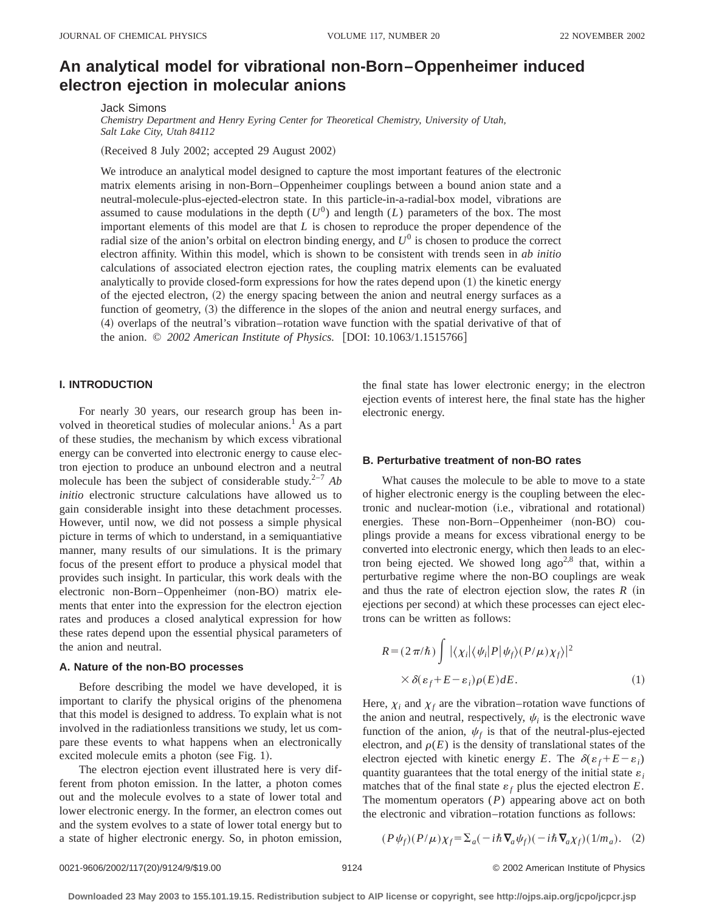# An analytical model for vibrational non-Born–Oppenheimer induced electron ejection in molecular anions

Jack Simons

*Chemistry Department and Henry Eyring Center for Theoretical Chemistry, University of Utah, Salt Lake City, Utah 84112*

(Received 8 July 2002; accepted 29 August 2002)

We introduce an analytical model designed to capture the most important features of the electronic matrix elements arising in non-Born–Oppenheimer couplings between a bound anion state and a neutral-molecule-plus-ejected-electron state. In this particle-in-a-radial-box model, vibrations are assumed to cause modulations in the depth ($U^0$) and length ($L$) parameters of the box. The most important elements of this model are that $L$ is chosen to reproduce the proper dependence of the radial size of the anion's orbital on electron binding energy, and $U^0$ is chosen to produce the correct electron affinity. Within this model, which is shown to be consistent with trends seen in *ab initio* calculations of associated electron ejection rates, the coupling matrix elements can be evaluated analytically to provide closed-form expressions for how the rates depend upon (1) the kinetic energy of the ejected electron, (2) the energy spacing between the anion and neutral energy surfaces as a function of geometry, (3) the difference in the slopes of the anion and neutral energy surfaces, and (4) overlaps of the neutral's vibration–rotation wave function with the spatial derivative of that of the anion. © *2002 American Institute of Physics.* [DOI: 10.1063/1.1515766]

## I. INTRODUCTION

For nearly 30 years, our research group has been involved in theoretical studies of molecular anions.[1] As a part of these studies, the mechanism by which excess vibrational energy can be converted into electronic energy to cause electron ejection to produce an unbound electron and a neutral molecule has been the subject of considerable study.[2–7] *Ab initio* electronic structure calculations have allowed us to gain considerable insight into these detachment processes. However, until now, we did not possess a simple physical picture in terms of which to understand, in a semiquantiative manner, many results of our simulations. It is the primary focus of the present effort to produce a physical model that provides such insight. In particular, this work deals with the electronic non-Born–Oppenheimer (non-BO) matrix elements that enter into the expression for the electron ejection rates and produces a closed analytical expression for how these rates depend upon the essential physical parameters of the anion and neutral.

### A. Nature of the non-BO processes

Before describing the model we have developed, it is important to clarify the physical origins of the phenomena that this model is designed to address. To explain what is not involved in the radiationless transitions we study, let us compare these events to what happens when an electronically excited molecule emits a photon (see Fig. 1).

The electron ejection event illustrated here is very different from photon emission. In the latter, a photon comes out and the molecule evolves to a state of lower total and lower electronic energy. In the former, an electron comes out and the system evolves to a state of lower total energy but to a state of higher electronic energy. So, in photon emission, the final state has lower electronic energy; in the electron ejection events of interest here, the final state has the higher electronic energy.

### B. Perturbative treatment of non-BO rates

What causes the molecule to be able to move to a state of higher electronic energy is the coupling between the electronic and nuclear-motion (i.e., vibrational and rotational) energies. These non-Born–Oppenheimer (non-BO) couplings provide a means for excess vibrational energy to be converted into electronic energy, which then leads to an electron being ejected. We showed long ago[2,8] that, within a perturbative regime where the non-BO couplings are weak and thus the rate of electron ejection slow, the rates $R$ (in ejections per second) at which these processes can eject electrons can be written as follows:

$$R=(2\pi/\hbar)\int |\langle \chi_i|\langle \psi_i|P|\psi_f\rangle (P/\mu)\chi_f\rangle|^2 \times \delta(\varepsilon_f+E-\varepsilon_i)\rho(E)dE. \tag{1}$$

Here, $\chi_i$ and $\chi_f$ are the vibration–rotation wave functions of the anion and neutral, respectively, $\psi_i$ is the electronic wave function of the anion, $\psi_f$ is that of the neutral-plus-ejected electron, and $\rho(E)$ is the density of translational states of the electron ejected with kinetic energy $E$. The $\delta(\varepsilon_f+E-\varepsilon_i)$ quantity guarantees that the total energy of the initial state $\varepsilon_i$ matches that of the final state $\varepsilon_f$ plus the ejected electron $E$. The momentum operators ($P$) appearing above act on both the electronic and vibration–rotation functions as follows:

$$(P\psi_f)(P/\mu)\chi_f=\Sigma_a(-i\hbar\nabla_a\psi_f)(-i\hbar\nabla_a\chi_f)(1/m_a). \tag{2}$$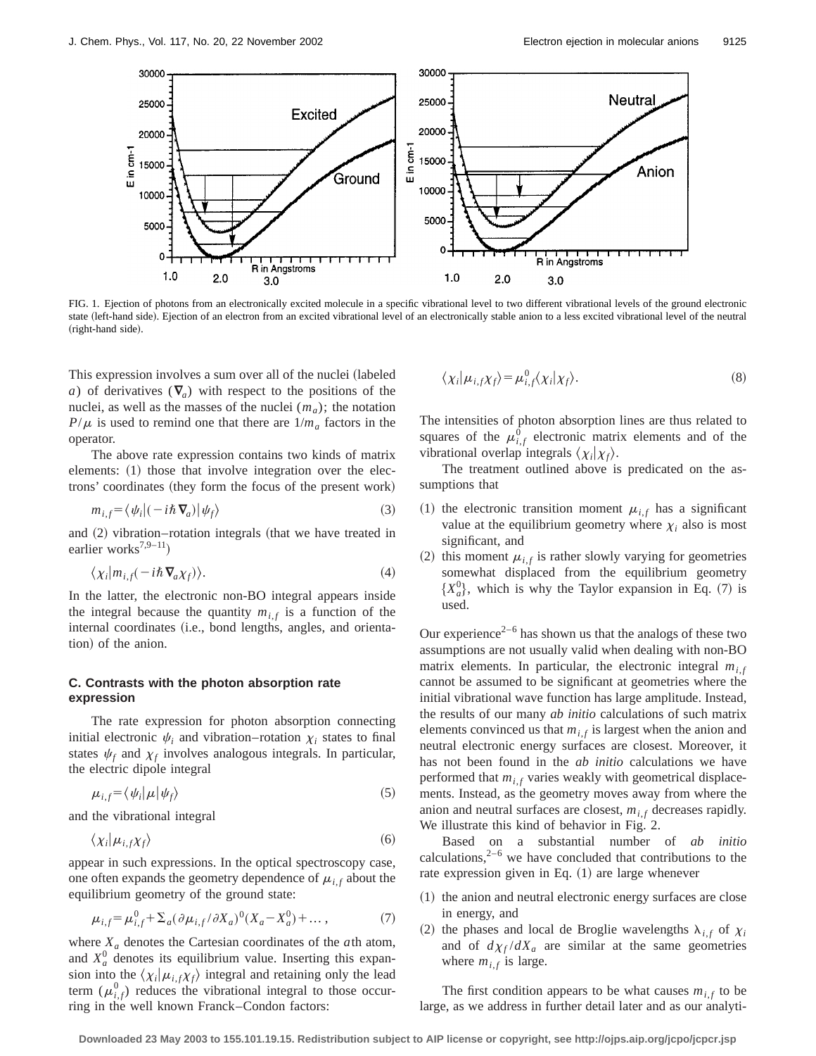FIG. 1. Ejection of photons from an electronically excited molecule in a specific vibrational level to two different vibrational levels of the ground electronic state (left-hand side). Ejection of an electron from an excited vibrational level of an electronically stable anion to a less excited vibrational level of the neutral (right-hand side).

This expression involves a sum over all of the nuclei (labeled $a$) of derivatives ($\nabla_a$) with respect to the positions of the nuclei, as well as the masses of the nuclei ($m_a$); the notation $P/\mu$ is used to remind one that there are $1/m_a$ factors in the operator.

The above rate expression contains two kinds of matrix elements: (1) those that involve integration over the electrons' coordinates (they form the focus of the present work)

$$m_{i,f} = \langle \psi_i | (-i\hbar \nabla_a) | \psi_f \rangle \tag{3}$$

and (2) vibration–rotation integrals (that we have treated in earlier works[7,9–11])

$$\langle \chi_i | m_{i,f} (-i\hbar \nabla_a \chi_f) \rangle. \tag{4}$$

In the latter, the electronic non-BO integral appears inside the integral because the quantity $m_{i,f}$ is a function of the internal coordinates (i.e., bond lengths, angles, and orientation) of the anion.

### C. Contrasts with the photon absorption rate expression

The rate expression for photon absorption connecting initial electronic $\psi_i$ and vibration–rotation $\chi_i$ states to final states $\psi_f$ and $\chi_f$ involves analogous integrals. In particular, the electric dipole integral

$$\mu_{i,f} = \langle \psi_i | \mu | \psi_f \rangle \tag{5}$$

and the vibrational integral

$$\langle \chi_i | \mu_{i,f} \chi_f \rangle \tag{6}$$

appear in such expressions. In the optical spectroscopy case, one often expands the geometry dependence of $\mu_{i,f}$ about the equilibrium geometry of the ground state:

$$\mu_{i,f} = \mu_{i,f}^0 + \Sigma_a (\partial \mu_{i,f} / \partial X_a)^0 (X_a - X_a^0) + \dots, \tag{7}$$

where $X_a$ denotes the Cartesian coordinates of the $a$th atom, and $X_a^0$ denotes its equilibrium value. Inserting this expansion into the $\langle \chi_i | \mu_{i,f} \chi_f \rangle$ integral and retaining only the lead term ($\mu_{i,f}^0$) reduces the vibrational integral to those occurring in the well known Franck–Condon factors:

$$\langle \chi_i | \mu_{i,f} \chi_f \rangle = \mu_{i,f}^0 \langle \chi_i | \chi_f \rangle. \tag{8}$$

The intensities of photon absorption lines are thus related to squares of the $\mu_{i,f}^0$ electronic matrix elements and of the vibrational overlap integrals $\langle \chi_i | \chi_f \rangle$.

The treatment outlined above is predicated on the assumptions that

(1) the electronic transition moment $\mu_{i,f}$ has a significant value at the equilibrium geometry where $\chi_i$ also is most significant, and
(2) this moment $\mu_{i,f}$ is rather slowly varying for geometries somewhat displaced from the equilibrium geometry $\{X_a^0\}$, which is why the Taylor expansion in Eq. (7) is used.

Our experience[2–6] has shown us that the analogs of these two assumptions are not usually valid when dealing with non-BO matrix elements. In particular, the electronic integral $m_{i,f}$ cannot be assumed to be significant at geometries where the initial vibrational wave function has large amplitude. Instead, the results of our many *ab initio* calculations of such matrix elements convinced us that $m_{i,f}$ is largest when the anion and neutral electronic energy surfaces are closest. Moreover, it has not been found in the *ab initio* calculations we have performed that $m_{i,f}$ varies weakly with geometrical displacements. Instead, as the geometry moves away from where the anion and neutral surfaces are closest, $m_{i,f}$ decreases rapidly. We illustrate this kind of behavior in Fig. 2.

Based on a substantial number of *ab initio* calculations,[2–6] we have concluded that contributions to the rate expression given in Eq. (1) are large whenever

(1) the anion and neutral electronic energy surfaces are close in energy, and
(2) the phases and local de Broglie wavelengths $\lambda_{i,f}$ of $\chi_i$ and of $d\chi_f/dX_a$ are similar at the same geometries where $m_{i,f}$ is large.

The first condition appears to be what causes $m_{i,f}$ to be large, as we address in further detail later and as our analyti-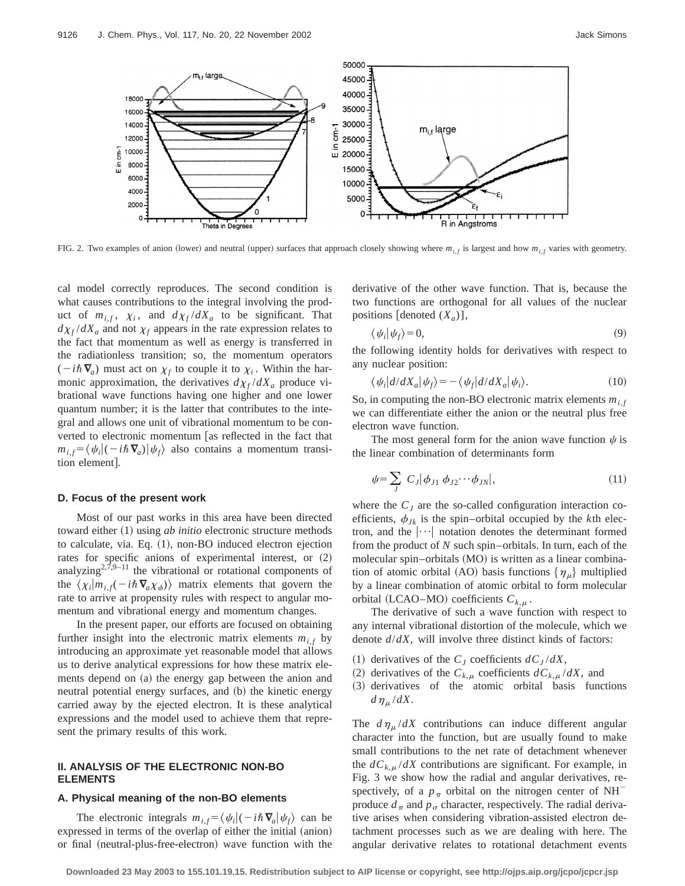FIG. 2. Two examples of anion (lower) and neutral (upper) surfaces that approach closely showing where $m_{i,f}$ is largest and how $m_{i,f}$ varies with geometry.

cal model correctly reproduces. The second condition is what causes contributions to the integral involving the product of $m_{i,f}$, $\chi_i$, and $d\chi_f/dX_a$ to be significant. That $d\chi_f/dX_a$ and not $\chi_f$ appears in the rate expression relates to the fact that momentum as well as energy is transferred in the radiationless transition; so, the momentum operators $(-i\hbar\nabla_a)$ must act on $\chi_f$ to couple it to $\chi_i$. Within the harmonic approximation, the derivatives $d\chi_f/dX_a$ produce vibrational wave functions having one higher and one lower quantum number; it is the latter that contributes to the integral and allows one unit of vibrational momentum to be converted to electronic momentum [as reflected in the fact that $m_{i,f}=\langle\psi_i|(-i\hbar\nabla_a)|\psi_f\rangle$ also contains a momentum transition element].

### D. Focus of the present work

Most of our past works in this area have been directed toward either (1) using *ab initio* electronic structure methods to calculate, via. Eq. (1), non-BO induced electron ejection rates for specific anions of experimental interest, or (2) analyzing[2,7,9–11] the vibrational or rotational components of the $\langle\chi_i|m_{i,f}(-i\hbar\nabla_a\chi_\phi)\rangle$ matrix elements that govern the rate to arrive at propensity rules with respect to angular momentum and vibrational energy and momentum changes.

In the present paper, our efforts are focused on obtaining further insight into the electronic matrix elements $m_{i,f}$ by introducing an approximate yet reasonable model that allows us to derive analytical expressions for how these matrix elements depend on (a) the energy gap between the anion and neutral potential energy surfaces, and (b) the kinetic energy carried away by the ejected electron. It is these analytical expressions and the model used to achieve them that represent the primary results of this work.

## II. ANALYSIS OF THE ELECTRONIC NON-BO ELEMENTS

### A. Physical meaning of the non-BO elements

The electronic integrals $m_{i,f}=\langle\psi_i|(-i\hbar\nabla_a|\psi_f\rangle$ can be expressed in terms of the overlap of either the initial (anion) or final (neutral-plus-free-electron) wave function with the derivative of the other wave function. That is, because the two functions are orthogonal for all values of the nuclear positions [denoted $(X_a)$],

$$\langle\psi_i|\psi_f\rangle=0, \tag{9}$$

the following identity holds for derivatives with respect to any nuclear position:

$$\langle\psi_i|d/dX_a|\psi_f\rangle=-\langle\psi_f|d/dX_a|\psi_i\rangle. \tag{10}$$

So, in computing the non-BO electronic matrix elements $m_{i,f}$ we can differentiate either the anion or the neutral plus free electron wave function.

The most general form for the anion wave function $\psi$ is the linear combination of determinants form

$$\psi=\sum_J C_J|\phi_{J1}\,\phi_{J2}\cdots\phi_{JN}|, \tag{11}$$

where the $C_J$ are the so-called configuration interaction coefficients, $\phi_{Jk}$ is the spin–orbital occupied by the $k$th electron, and the $|\cdots|$ notation denotes the determinant formed from the product of $N$ such spin–orbitals. In turn, each of the molecular spin–orbitals (MO) is written as a linear combination of atomic orbital (AO) basis functions $\{\eta_\mu\}$ multiplied by a linear combination of atomic orbital to form molecular orbital (LCAO–MO) coefficients $C_{k,\mu}$.

The derivative of such a wave function with respect to any internal vibrational distortion of the molecule, which we denote $d/dX$, will involve three distinct kinds of factors:

(1) derivatives of the $C_J$ coefficients $dC_J/dX$,
(2) derivatives of the $C_{k,\mu}$ coefficients $dC_{k,\mu}/dX$, and
(3) derivatives of the atomic orbital basis functions $d\eta_\mu/dX$.

The $d\eta_\mu/dX$ contributions can induce different angular character into the function, but are usually found to make small contributions to the net rate of detachment whenever the $dC_{k,\mu}/dX$ contributions are significant. For example, in Fig. 3 we show how the radial and angular derivatives, respectively, of a $p_\pi$ orbital on the nitrogen center of $NH^-$ produce $d_\pi$ and $p_\sigma$ character, respectively. The radial derivative arises when considering vibration-assisted electron detachment processes such as we are dealing with here. The angular derivative relates to rotational detachment events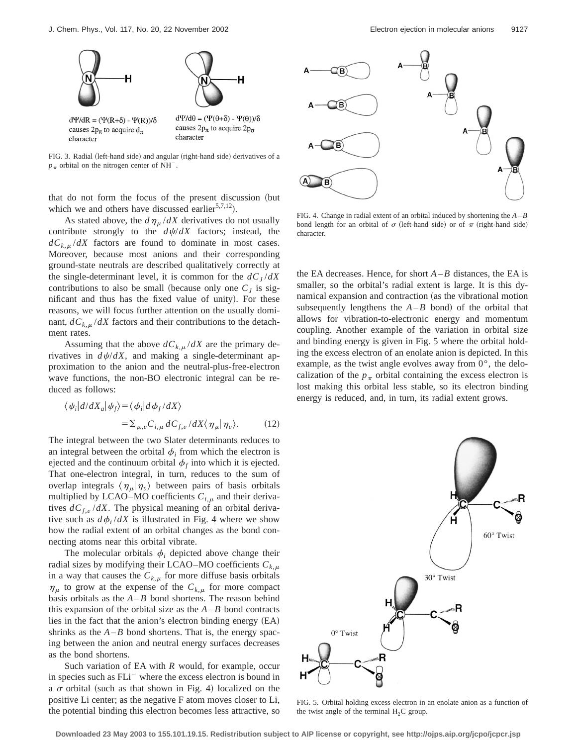FIG. 3. Radial (left-hand side) and angular (right-hand side) derivatives of a $p_\pi$ orbital on the nitrogen center of $NH^-$.

that do not form the focus of the present discussion (but which we and others have discussed earlier[5,7,12]).

As stated above, the $d\eta_\mu/dX$ derivatives do not usually contribute strongly to the $d\psi/dX$ factors; instead, the $dC_{k,\mu}/dX$ factors are found to dominate in most cases. Moreover, because most anions and their corresponding ground-state neutrals are described qualitatively correctly at the single-determinant level, it is common for the $dC_J/dX$ contributions to also be small (because only one $C_J$ is significant and thus has the fixed value of unity). For these reasons, we will focus further attention on the usually dominant, $dC_{k,\mu}/dX$ factors and their contributions to the detachment rates.

Assuming that the above $dC_{k,\mu}/dX$ are the primary derivatives in $d\psi/dX$, and making a single-determinant approximation to the anion and the neutral-plus-free-electron wave functions, the non-BO electronic integral can be reduced as follows:

$$\langle \psi_i | d/dX_a | \psi_f \rangle = \langle \phi_i | d\phi_f/dX \rangle = \Sigma_{\mu,v} C_{i,\mu}\, dC_{f,v}/dX \langle \eta_\mu | \eta_v \rangle. \tag{12}$$

The integral between the two Slater determinants reduces to an integral between the orbital $\phi_i$ from which the electron is ejected and the continuum orbital $\phi_f$ into which it is ejected. That one-electron integral, in turn, reduces to the sum of overlap integrals $\langle \eta_\mu | \eta_v \rangle$ between pairs of basis orbitals multiplied by LCAO–MO coefficients $C_{i,\mu}$ and their derivatives $dC_{f,v}/dX$. The physical meaning of an orbital derivative such as $d\phi_i/dX$ is illustrated in Fig. 4 where we show how the radial extent of an orbital changes as the bond connecting atoms near this orbital vibrate.

The molecular orbitals $\phi_i$ depicted above change their radial sizes by modifying their LCAO–MO coefficients $C_{k,\mu}$ in a way that causes the $C_{k,\mu}$ for more diffuse basis orbitals $\eta_\mu$ to grow at the expense of the $C_{k,\mu}$ for more compact basis orbitals as the $A$–$B$ bond shortens. The reason behind this expansion of the orbital size as the $A$–$B$ bond contracts lies in the fact that the anion's electron binding energy (EA) shrinks as the $A$–$B$ bond shortens. That is, the energy spacing between the anion and neutral energy surfaces decreases as the bond shortens.

Such variation of EA with $R$ would, for example, occur in species such as $FLi^-$ where the excess electron is bound in a $\sigma$ orbital (such as that shown in Fig. 4) localized on the positive Li center; as the negative F atom moves closer to Li, the potential binding this electron becomes less attractive, so the EA decreases. Hence, for short $A$–$B$ distances, the EA is smaller, so the orbital's radial extent is large. It is this dynamical expansion and contraction (as the vibrational motion subsequently lengthens the $A$–$B$ bond) of the orbital that allows for vibration-to-electronic energy and momentum coupling. Another example of the variation in orbital size and binding energy is given in Fig. 5 where the orbital holding the excess electron of an enolate anion is depicted. In this example, as the twist angle evolves away from 0°, the delocalization of the $p_\pi$ orbital containing the excess electron is lost making this orbital less stable, so its electron binding energy is reduced, and, in turn, its radial extent grows.

FIG. 4. Change in radial extent of an orbital induced by shortening the $A$–$B$ bond length for an orbital of $\sigma$ (left-hand side) or of $\pi$ (right-hand side) character.

FIG. 5. Orbital holding excess electron in an enolate anion as a function of the twist angle of the terminal $H_2C$ group.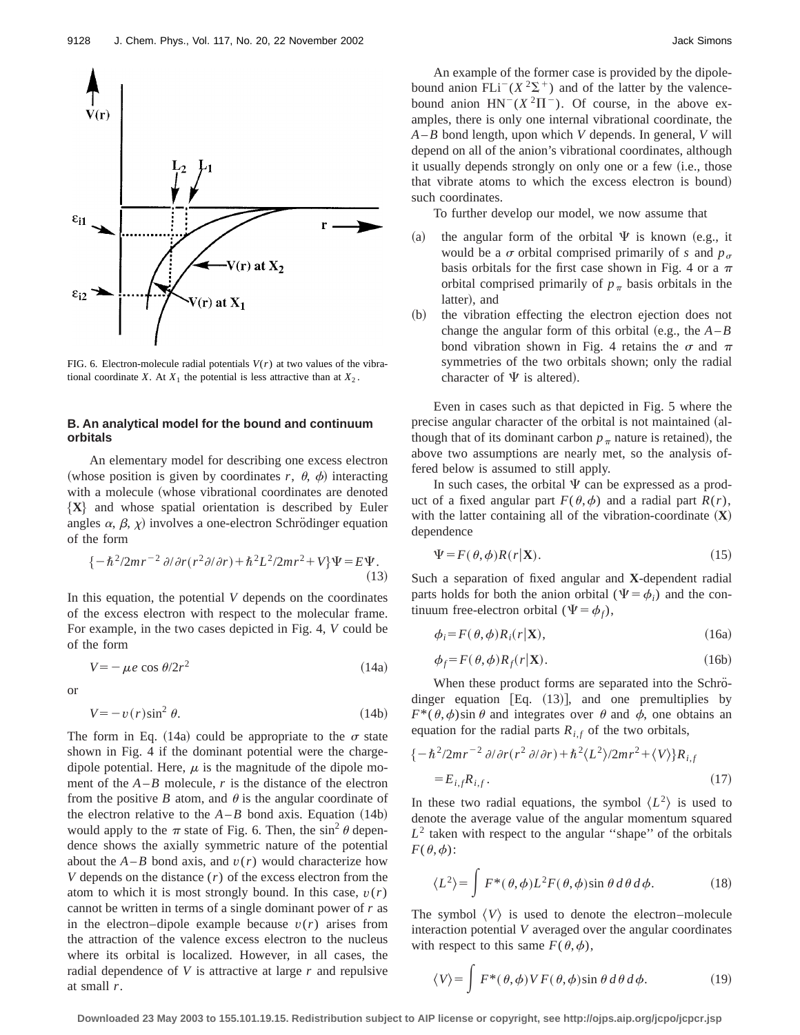FIG. 6. Electron-molecule radial potentials $V(r)$ at two values of the vibrational coordinate $X$. At $X_1$ the potential is less attractive than at $X_2$.

### B. An analytical model for the bound and continuum orbitals

An elementary model for describing one excess electron (whose position is given by coordinates $r$, $\theta$, $\phi$) interacting with a molecule (whose vibrational coordinates are denoted $\{\mathbf{X}\}$ and whose spatial orientation is described by Euler angles $\alpha$, $\beta$, $\chi$) involves a one-electron Schrödinger equation of the form

$$\{-\hbar^2/2mr^{-2}\,\partial/\partial r(r^2\partial/\partial r)+\hbar^2L^2/2mr^2+V\}\Psi=E\Psi. \tag{13}$$

In this equation, the potential $V$ depends on the coordinates of the excess electron with respect to the molecular frame. For example, in the two cases depicted in Fig. 4, $V$ could be of the form

$$V=-\mu e\cos\theta/2r^2 \tag{14a}$$

or

$$V=-v(r)\sin^2\theta. \tag{14b}$$

The form in Eq. (14a) could be appropriate to the $\sigma$ state shown in Fig. 4 if the dominant potential were the charge-dipole potential. Here, $\mu$ is the magnitude of the dipole moment of the $A$–$B$ molecule, $r$ is the distance of the electron from the positive $B$ atom, and $\theta$ is the angular coordinate of the electron relative to the $A$–$B$ bond axis. Equation (14b) would apply to the $\pi$ state of Fig. 6. Then, the $\sin^2\theta$ dependence shows the axially symmetric nature of the potential about the $A$–$B$ bond axis, and $v(r)$ would characterize how $V$ depends on the distance ($r$) of the excess electron from the atom to which it is most strongly bound. In this case, $v(r)$ cannot be written in terms of a single dominant power of $r$ as in the electron–dipole example because $v(r)$ arises from the attraction of the valence excess electron to the nucleus where its orbital is localized. However, in all cases, the radial dependence of $V$ is attractive at large $r$ and repulsive at small $r$.

An example of the former case is provided by the dipole-bound anion $FLi^-(X\,^2\Sigma^+)$ and of the latter by the valence-bound anion $HN^-(X\,^2\Pi^-)$. Of course, in the above examples, there is only one internal vibrational coordinate, the $A$–$B$ bond length, upon which $V$ depends. In general, $V$ will depend on all of the anion's vibrational coordinates, although it usually depends strongly on only one or a few (i.e., those that vibrate atoms to which the excess electron is bound) such coordinates.

To further develop our model, we now assume that

(a) the angular form of the orbital $\Psi$ is known (e.g., it would be a $\sigma$ orbital comprised primarily of $s$ and $p_\sigma$ basis orbitals for the first case shown in Fig. 4 or a $\pi$ orbital comprised primarily of $p_\pi$ basis orbitals in the latter), and

(b) the vibration effecting the electron ejection does not change the angular form of this orbital (e.g., the $A$–$B$ bond vibration shown in Fig. 4 retains the $\sigma$ and $\pi$ symmetries of the two orbitals shown; only the radial character of $\Psi$ is altered).

Even in cases such as that depicted in Fig. 5 where the precise angular character of the orbital is not maintained (although that of its dominant carbon $p_\pi$ nature is retained), the above two assumptions are nearly met, so the analysis offered below is assumed to still apply.

In such cases, the orbital $\Psi$ can be expressed as a product of a fixed angular part $F(\theta,\phi)$ and a radial part $R(r)$, with the latter containing all of the vibration-coordinate ($\mathbf{X}$) dependence

$$\Psi=F(\theta,\phi)R(r|\mathbf{X}). \tag{15}$$

Such a separation of fixed angular and $\mathbf{X}$-dependent radial parts holds for both the anion orbital ($\Psi=\phi_i$) and the continuum free-electron orbital ($\Psi=\phi_f$),

$$\phi_i=F(\theta,\phi)R_i(r|\mathbf{X}), \tag{16a}$$

$$\phi_f=F(\theta,\phi)R_f(r|\mathbf{X}). \tag{16b}$$

When these product forms are separated into the Schrödinger equation [Eq. (13)], and one premultiplies by $F^*(\theta,\phi)\sin\theta$ and integrates over $\theta$ and $\phi$, one obtains an equation for the radial parts $R_{i,f}$ of the two orbitals,

$$\{-\hbar^2/2mr^{-2}\,\partial/\partial r(r^2\,\partial/\partial r)+\hbar^2\langle L^2\rangle/2mr^2+\langle V\rangle\}R_{i,f}=E_{i,f}R_{i,f}. \tag{17}$$

In these two radial equations, the symbol $\langle L^2\rangle$ is used to denote the average value of the angular momentum squared $L^2$ taken with respect to the angular "shape" of the orbitals $F(\theta,\phi)$:

$$\langle L^2\rangle=\int F^*(\theta,\phi)L^2F(\theta,\phi)\sin\theta\,d\theta\,d\phi. \tag{18}$$

The symbol $\langle V\rangle$ is used to denote the electron–molecule interaction potential $V$ averaged over the angular coordinates with respect to this same $F(\theta,\phi)$,

$$\langle V\rangle=\int F^*(\theta,\phi)VF(\theta,\phi)\sin\theta\,d\theta\,d\phi. \tag{19}$$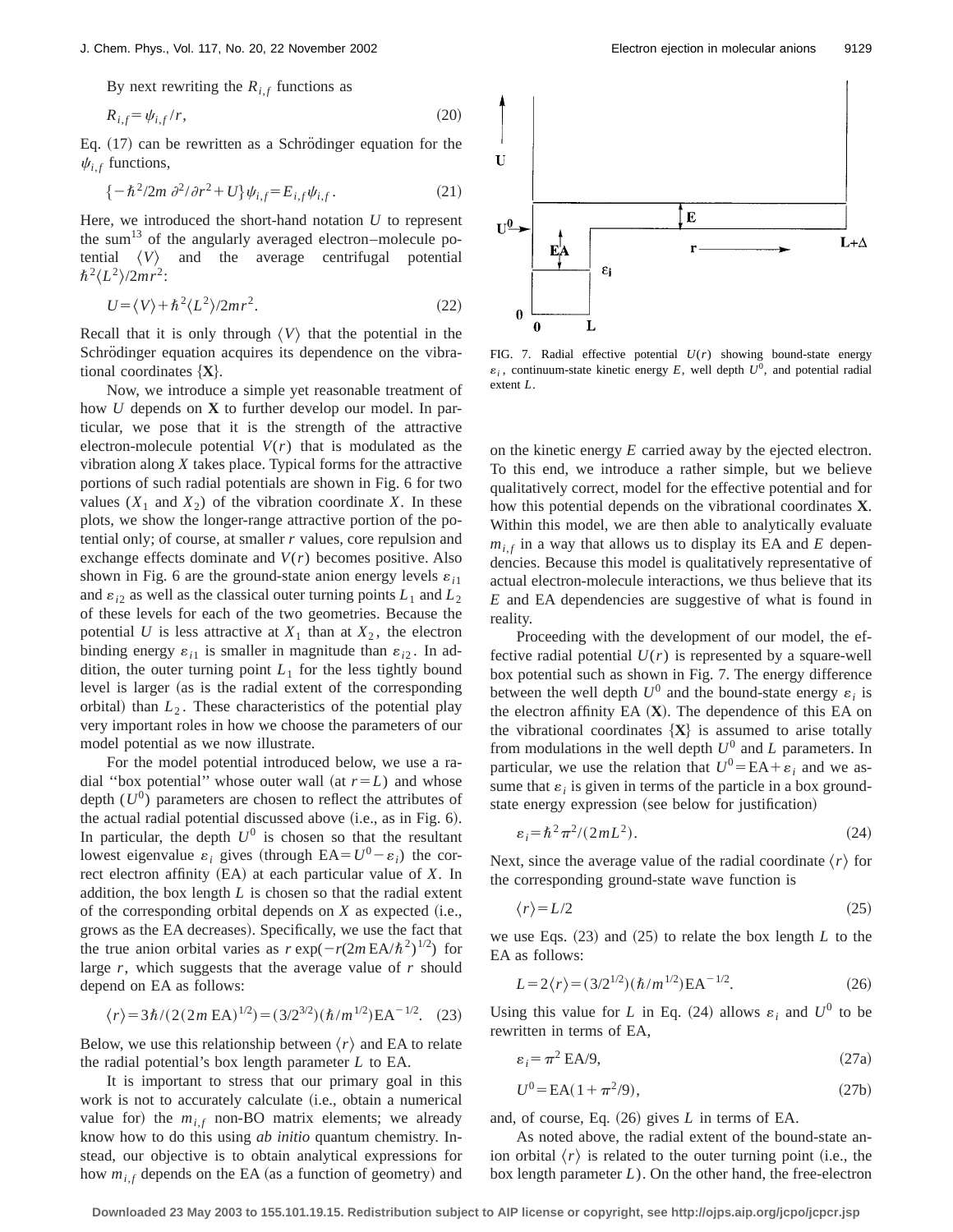By next rewriting the $R_{i,f}$ functions as

$$R_{i,f}=\psi_{i,f}/r, \tag{20}$$

Eq. (17) can be rewritten as a Schrödinger equation for the $\psi_{i,f}$ functions,

$$\{-\hbar^2/2m\ \partial^2/\partial r^2+U\}\psi_{i,f}=E_{i,f}\psi_{i,f}. \tag{21}$$

Here, we introduced the short-hand notation $U$ to represent the sum[13] of the angularly averaged electron–molecule potential $\langle V\rangle$ and the average centrifugal potential $\hbar^2\langle L^2\rangle/2mr^2$:

$$U=\langle V\rangle+\hbar^2\langle L^2\rangle/2mr^2. \tag{22}$$

Recall that it is only through $\langle V\rangle$ that the potential in the Schrödinger equation acquires its dependence on the vibrational coordinates $\{\mathbf{X}\}$.

Now, we introduce a simple yet reasonable treatment of how $U$ depends on $\mathbf{X}$ to further develop our model. In particular, we pose that it is the strength of the attractive electron-molecule potential $V(r)$ that is modulated as the vibration along $X$ takes place. Typical forms for the attractive portions of such radial potentials are shown in Fig. 6 for two values ($X_1$ and $X_2$) of the vibration coordinate $X$. In these plots, we show the longer-range attractive portion of the potential only; of course, at smaller $r$ values, core repulsion and exchange effects dominate and $V(r)$ becomes positive. Also shown in Fig. 6 are the ground-state anion energy levels $\varepsilon_{i1}$ and $\varepsilon_{i2}$ as well as the classical outer turning points $L_1$ and $L_2$ of these levels for each of the two geometries. Because the potential $U$ is less attractive at $X_1$ than at $X_2$, the electron binding energy $\varepsilon_{i1}$ is smaller in magnitude than $\varepsilon_{i2}$. In addition, the outer turning point $L_1$ for the less tightly bound level is larger (as is the radial extent of the corresponding orbital) than $L_2$. These characteristics of the potential play very important roles in how we choose the parameters of our model potential as we now illustrate.

For the model potential introduced below, we use a radial "box potential" whose outer wall (at $r=L$) and whose depth ($U^0$) parameters are chosen to reflect the attributes of the actual radial potential discussed above (i.e., as in Fig. 6). In particular, the depth $U^0$ is chosen so that the resultant lowest eigenvalue $\varepsilon_i$ gives (through $\mathrm{EA}=U^0-\varepsilon_i$) the correct electron affinity (EA) at each particular value of $X$. In addition, the box length $L$ is chosen so that the radial extent of the corresponding orbital depends on $X$ as expected (i.e., grows as the EA decreases). Specifically, we use the fact that the true anion orbital varies as $r\exp(-r(2m\,\mathrm{EA}/\hbar^2)^{1/2})$ for large $r$, which suggests that the average value of $r$ should depend on EA as follows:

$$\langle r\rangle=3\hbar/(2(2m\,\mathrm{EA})^{1/2})=(3/2^{3/2})(\hbar/m^{1/2})\mathrm{EA}^{-1/2}. \tag{23}$$

Below, we use this relationship between $\langle r\rangle$ and EA to relate the radial potential's box length parameter $L$ to EA.

It is important to stress that our primary goal in this work is not to accurately calculate (i.e., obtain a numerical value for) the $m_{i,f}$ non-BO matrix elements; we already know how to do this using *ab initio* quantum chemistry. Instead, our objective is to obtain analytical expressions for how $m_{i,f}$ depends on the EA (as a function of geometry) and on the kinetic energy $E$ carried away by the ejected electron. To this end, we introduce a rather simple, but we believe qualitatively correct, model for the effective potential and for how this potential depends on the vibrational coordinates $\mathbf{X}$. Within this model, we are then able to analytically evaluate $m_{i,f}$ in a way that allows us to display its EA and $E$ dependencies. Because this model is qualitatively representative of actual electron-molecule interactions, we thus believe that its $E$ and EA dependencies are suggestive of what is found in reality.

FIG. 7. Radial effective potential $U(r)$ showing bound-state energy $\varepsilon_i$, continuum-state kinetic energy $E$, well depth $U^0$, and potential radial extent $L$.

Proceeding with the development of our model, the effective radial potential $U(r)$ is represented by a square-well box potential such as shown in Fig. 7. The energy difference between the well depth $U^0$ and the bound-state energy $\varepsilon_i$ is the electron affinity EA ($\mathbf{X}$). The dependence of this EA on the vibrational coordinates $\{\mathbf{X}\}$ is assumed to arise totally from modulations in the well depth $U^0$ and $L$ parameters. In particular, we use the relation that $U^0=\mathrm{EA}+\varepsilon_i$ and we assume that $\varepsilon_i$ is given in terms of the particle in a box ground-state energy expression (see below for justification)

$$\varepsilon_i=\hbar^2\pi^2/(2mL^2). \tag{24}$$

Next, since the average value of the radial coordinate $\langle r\rangle$ for the corresponding ground-state wave function is

$$\langle r\rangle=L/2 \tag{25}$$

we use Eqs. (23) and (25) to relate the box length $L$ to the EA as follows:

$$L=2\langle r\rangle=(3/2^{1/2})(\hbar/m^{1/2})\mathrm{EA}^{-1/2}. \tag{26}$$

Using this value for $L$ in Eq. (24) allows $\varepsilon_i$ and $U^0$ to be rewritten in terms of EA,

$$\varepsilon_i=\pi^2\,\mathrm{EA}/9, \tag{27a}$$

$$U^0=\mathrm{EA}(1+\pi^2/9), \tag{27b}$$

and, of course, Eq. (26) gives $L$ in terms of EA.

As noted above, the radial extent of the bound-state anion orbital $\langle r\rangle$ is related to the outer turning point (i.e., the box length parameter $L$). On the other hand, the free-electron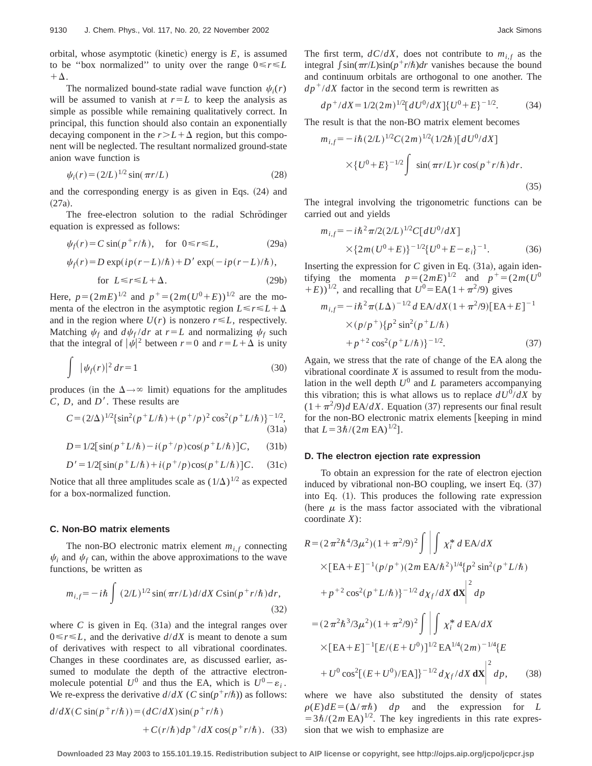orbital, whose asymptotic (kinetic) energy is $E$, is assumed to be "box normalized" to unity over the range $0 \le r \le L + \Delta$.

The normalized bound-state radial wave function $\psi_i(r)$ will be assumed to vanish at $r=L$ to keep the analysis as simple as possible while remaining qualitatively correct. In principal, this function should also contain an exponentially decaying component in the $r > L+\Delta$ region, but this component will be neglected. The resultant normalized ground-state anion wave function is

$$\psi_i(r) = (2/L)^{1/2} \sin(\pi r/L) \tag{28}$$

and the corresponding energy is as given in Eqs. (24) and (27a).

The free-electron solution to the radial Schrödinger equation is expressed as follows:

$$\psi_f(r) = C \sin(p^+ r/\hbar), \quad \text{for } 0 \le r \le L, \tag{29a}$$

$$\psi_f(r) = D \exp(ip(r-L)/\hbar) + D' \exp(-ip(r-L)/\hbar), \quad \text{for } L \le r \le L+\Delta. \tag{29b}$$

Here, $p=(2mE)^{1/2}$ and $p^+=(2m(U^0+E))^{1/2}$ are the momenta of the electron in the asymptotic region $L \le r \le L+\Delta$ and in the region where $U(r)$ is nonzero $r \le L$, respectively. Matching $\psi_f$ and $d\psi_f/dr$ at $r=L$ and normalizing $\psi_f$ such that the integral of $|\psi|^2$ between $r=0$ and $r=L+\Delta$ is unity

$$\int |\psi_f(r)|^2 \, dr = 1 \tag{30}$$

produces (in the $\Delta \to \infty$ limit) equations for the amplitudes $C$, $D$, and $D'$. These results are

$$C = (2/\Delta)^{1/2} \{\sin^2(p^+L/\hbar) + (p^+/p)^2 \cos^2(p^+L/\hbar)\}^{-1/2}, \tag{31a}$$

$$D = 1/2[\sin(p^+L/\hbar) - i(p^+/p)\cos(p^+L/\hbar)]C, \tag{31b}$$

$$D' = 1/2[\sin(p^+L/\hbar) + i(p^+/p)\cos(p^+L/\hbar)]C. \tag{31c}$$

Notice that all three amplitudes scale as $(1/\Delta)^{1/2}$ as expected for a box-normalized function.

### C. Non-BO matrix elements

The non-BO electronic matrix element $m_{i,f}$ connecting $\psi_i$ and $\psi_f$ can, within the above approximations to the wave functions, be written as

$$m_{i,f} = -i\hbar \int (2/L)^{1/2} \sin(\pi r/L) d/dX \, C \sin(p^+ r/\hbar) dr, \tag{32}$$

where $C$ is given in Eq. (31a) and the integral ranges over $0 \le r \le L$, and the derivative $d/dX$ is meant to denote a sum of derivatives with respect to all vibrational coordinates. Changes in these coordinates are, as discussed earlier, assumed to modulate the depth of the attractive electron-molecule potential $U^0$ and thus the EA, which is $U^0 - \varepsilon_i$. We re-express the derivative $d/dX$ $(C \sin(p^+r/\hbar))$ as follows:

$$d/dX(C \sin(p^+r/\hbar)) = (dC/dX)\sin(p^+r/\hbar) + C(r/\hbar) dp^+/dX \cos(p^+r/\hbar). \tag{33}$$

The first term, $dC/dX$, does not contribute to $m_{i,f}$ as the integral $\int \sin(\pi r/L)\sin(p^+r/\hbar)dr$ vanishes because the bound and continuum orbitals are orthogonal to one another. The $dp^+/dX$ factor in the second term is rewritten as

$$dp^+/dX = 1/2(2m)^{1/2}[dU^0/dX]\{U^0+E\}^{-1/2}. \tag{34}$$

The result is that the non-BO matrix element becomes

$$m_{i,f} = -i\hbar(2/L)^{1/2} C (2m)^{1/2} (1/2\hbar)[dU^0/dX] \times \{U^0+E\}^{-1/2} \int \sin(\pi r/L) r \cos(p^+r/\hbar) dr. \tag{35}$$

The integral involving the trigonometric functions can be carried out and yields

$$m_{i,f} = -i\hbar^2 \pi/2(2/L)^{1/2} C[dU^0/dX] \times \{2m(U^0+E)\}^{-1/2}\{U^0+E-\varepsilon_i\}^{-1}. \tag{36}$$

Inserting the expression for $C$ given in Eq. (31a), again identifying the momenta $p=(2mE)^{1/2}$ and $p^+=(2m(U^0+E))^{1/2}$, and recalling that $U^0 = \text{EA}(1+\pi^2/9)$ gives

$$m_{i,f} = -i\hbar^2 \pi (L\Delta)^{-1/2} d\,\text{EA}/dX (1+\pi^2/9)[\text{EA}+E]^{-1} \times (p/p^+)\{p^2 \sin^2(p^+L/\hbar) + p^{+2}\cos^2(p^+L/\hbar)\}^{-1/2}. \tag{37}$$

Again, we stress that the rate of change of the EA along the vibrational coordinate $X$ is assumed to result from the modulation in the well depth $U^0$ and $L$ parameters accompanying this vibration; this is what allows us to replace $dU^0/dX$ by $(1+\pi^2/9)d\,\text{EA}/dX$. Equation (37) represents our final result for the non-BO electronic matrix elements [keeping in mind that $L = 3\hbar/(2m\,\text{EA})^{1/2}$].

### D. The electron ejection rate expression

To obtain an expression for the rate of electron ejection induced by vibrational non-BO coupling, we insert Eq. (37) into Eq. (1). This produces the following rate expression (here $\mu$ is the mass factor associated with the vibrational coordinate $X$):

$$\begin{aligned} R &= (2\pi^2\hbar^4/3\mu^2)(1+\pi^2/9)^2 \int \left| \int \chi_i^* \, d\,\text{EA}/dX \times [\text{EA}+E]^{-1}(p/p^+)(2m\,\text{EA}/\hbar^2)^{1/4}\{p^2\sin^2(p^+L/\hbar) + p^{+2}\cos^2(p^+L/\hbar)\}^{-1/2} d\chi_f/dX\,\mathbf{dX} \right|^2 dp \\ &= (2\pi^2\hbar^3/3\mu^2)(1+\pi^2/9)^2 \int \left| \int \chi_i^* \, d\,\text{EA}/dX \times [\text{EA}+E]^{-1}[E/(E+U^0)]^{1/2}\text{EA}^{1/4}(2m)^{-1/4}\{E + U^0\cos^2[(E+U^0)/\text{EA}]\}^{-1/2} d\chi_f/dX\,\mathbf{dX} \right|^2 dp, \end{aligned} \tag{38}$$

where we have also substituted the density of states $\rho(E)dE = (\Delta/\pi\hbar)\ dp$ and the expression for $L = 3\hbar/(2m\,\text{EA})^{1/2}$. The key ingredients in this rate expression that we wish to emphasize are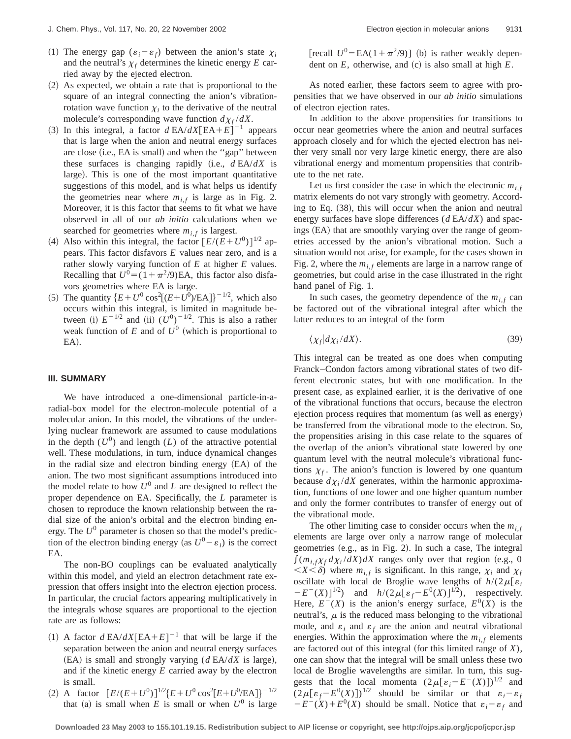(1) The energy gap $(\varepsilon_i - \varepsilon_f)$ between the anion's state $\chi_i$ and the neutral's $\chi_f$ determines the kinetic energy $E$ carried away by the ejected electron.

(2) As expected, we obtain a rate that is proportional to the square of an integral connecting the anion's vibration-rotation wave function $\chi_i$ to the derivative of the neutral molecule's corresponding wave function $d\chi_f/dX$.

(3) In this integral, a factor $d\,\mathrm{EA}/dX[\mathrm{EA}+E]^{-1}$ appears that is large when the anion and neutral energy surfaces are close (i.e., EA is small) and when the "gap" between these surfaces is changing rapidly (i.e., $d\,\mathrm{EA}/dX$ is large). This is one of the most important quantitative suggestions of this model, and is what helps us identify the geometries near where $m_{i,f}$ is large as in Fig. 2. Moreover, it is this factor that seems to fit what we have observed in all of our *ab initio* calculations when we searched for geometries where $m_{i,f}$ is largest.

(4) Also within this integral, the factor $[E/(E+U^0)]^{1/2}$ appears. This factor disfavors $E$ values near zero, and is a rather slowly varying function of $E$ at higher $E$ values. Recalling that $U^0=(1+\pi^2/9)\mathrm{EA}$, this factor also disfavors geometries where EA is large.

(5) The quantity $\{E+U^0\cos^2[(E+U^0)/\mathrm{EA}]\}^{-1/2}$, which also occurs within this integral, is limited in magnitude between (i) $E^{-1/2}$ and (ii) $(U^0)^{-1/2}$. This is also a rather weak function of $E$ and of $U^0$ (which is proportional to EA).

## III. SUMMARY

We have introduced a one-dimensional particle-in-a-radial-box model for the electron-molecule potential of a molecular anion. In this model, the vibrations of the underlying nuclear framework are assumed to cause modulations in the depth $(U^0)$ and length $(L)$ of the attractive potential well. These modulations, in turn, induce dynamical changes in the radial size and electron binding energy (EA) of the anion. The two most significant assumptions introduced into the model relate to how $U^0$ and $L$ are designed to reflect the proper dependence on EA. Specifically, the $L$ parameter is chosen to reproduce the known relationship between the radial size of the anion's orbital and the electron binding energy. The $U^0$ parameter is chosen so that the model's prediction of the electron binding energy (as $U^0-\varepsilon_i$) is the correct EA.

The non-BO couplings can be evaluated analytically within this model, and yield an electron detachment rate expression that offers insight into the electron ejection process. In particular, the crucial factors appearing multiplicatively in the integrals whose squares are proportional to the ejection rate are as follows:

(1) A factor $d\,\mathrm{EA}/dX[\mathrm{EA}+E]^{-1}$ that will be large if the separation between the anion and neutral energy surfaces (EA) is small and strongly varying ($d\,\mathrm{EA}/dX$ is large), and if the kinetic energy $E$ carried away by the electron is small.

(2) A factor $[E/(E+U^0)]^{1/2}\{E+U^0\cos^2[E+U^0/\mathrm{EA}]\}^{-1/2}$ that (a) is small when $E$ is small or when $U^0$ is large [recall $U^0=\mathrm{EA}(1+\pi^2/9)$] (b) is rather weakly dependent on $E$, otherwise, and (c) is also small at high $E$.

As noted earlier, these factors seem to agree with propensities that we have observed in our *ab initio* simulations of electron ejection rates.

In addition to the above propensities for transitions to occur near geometries where the anion and neutral surfaces approach closely and for which the ejected electron has neither very small nor very large kinetic energy, there are also vibrational energy and momentum propensities that contribute to the net rate.

Let us first consider the case in which the electronic $m_{i,f}$ matrix elements do not vary strongly with geometry. According to Eq. (38), this will occur when the anion and neutral energy surfaces have slope differences ($d\,\mathrm{EA}/dX$) and spacings (EA) that are smoothly varying over the range of geometries accessed by the anion's vibrational motion. Such a situation would not arise, for example, for the cases shown in Fig. 2, where the $m_{i,f}$ elements are large in a narrow range of geometries, but could arise in the case illustrated in the right hand panel of Fig. 1.

In such cases, the geometry dependence of the $m_{i,f}$ can be factored out of the vibrational integral after which the latter reduces to an integral of the form

$$\langle \chi_f | d\chi_i/dX \rangle. \tag{39}$$

This integral can be treated as one does when computing Franck–Condon factors among vibrational states of two different electronic states, but with one modification. In the present case, as explained earlier, it is the derivative of one of the vibrational functions that occurs, because the electron ejection process requires that momentum (as well as energy) be transferred from the vibrational mode to the electron. So, the propensities arising in this case relate to the squares of the overlap of the anion's vibrational state lowered by one quantum level with the neutral molecule's vibrational functions $\chi_f$. The anion's function is lowered by one quantum because $d\chi_i/dX$ generates, within the harmonic approximation, functions of one lower and one higher quantum number and only the former contributes to transfer of energy out of the vibrational mode.

The other limiting case to consider occurs when the $m_{i,f}$ elements are large over only a narrow range of molecular geometries (e.g., as in Fig. 2). In such a case, The integral $\int (m_{i,f}\chi_f\, d\chi_i/dX)dX$ ranges only over that region (e.g., $0<X<\delta$) where $m_{i,f}$ is significant. In this range, $\chi_i$ and $\chi_f$ oscillate with local de Broglie wave lengths of $h/(2\mu[\varepsilon_i - E^-(X)]^{1/2})$ and $h/(2\mu[\varepsilon_f - E^0(X)]^{1/2})$, respectively. Here, $E^-(X)$ is the anion's energy surface, $E^0(X)$ is the neutral's, $\mu$ is the reduced mass belonging to the vibrational mode, and $\varepsilon_i$ and $\varepsilon_f$ are the anion and neutral vibrational energies. Within the approximation where the $m_{i,f}$ elements are factored out of this integral (for this limited range of $X$), one can show that the integral will be small unless these two local de Broglie wavelengths are similar. In turn, this suggests that the local momenta $(2\mu[\varepsilon_i - E^-(X)])^{1/2}$ and $(2\mu[\varepsilon_f - E^0(X)])^{1/2}$ should be similar or that $\varepsilon_i - \varepsilon_f - E^-(X) + E^0(X)$ should be small. Notice that $\varepsilon_i - \varepsilon_f$ and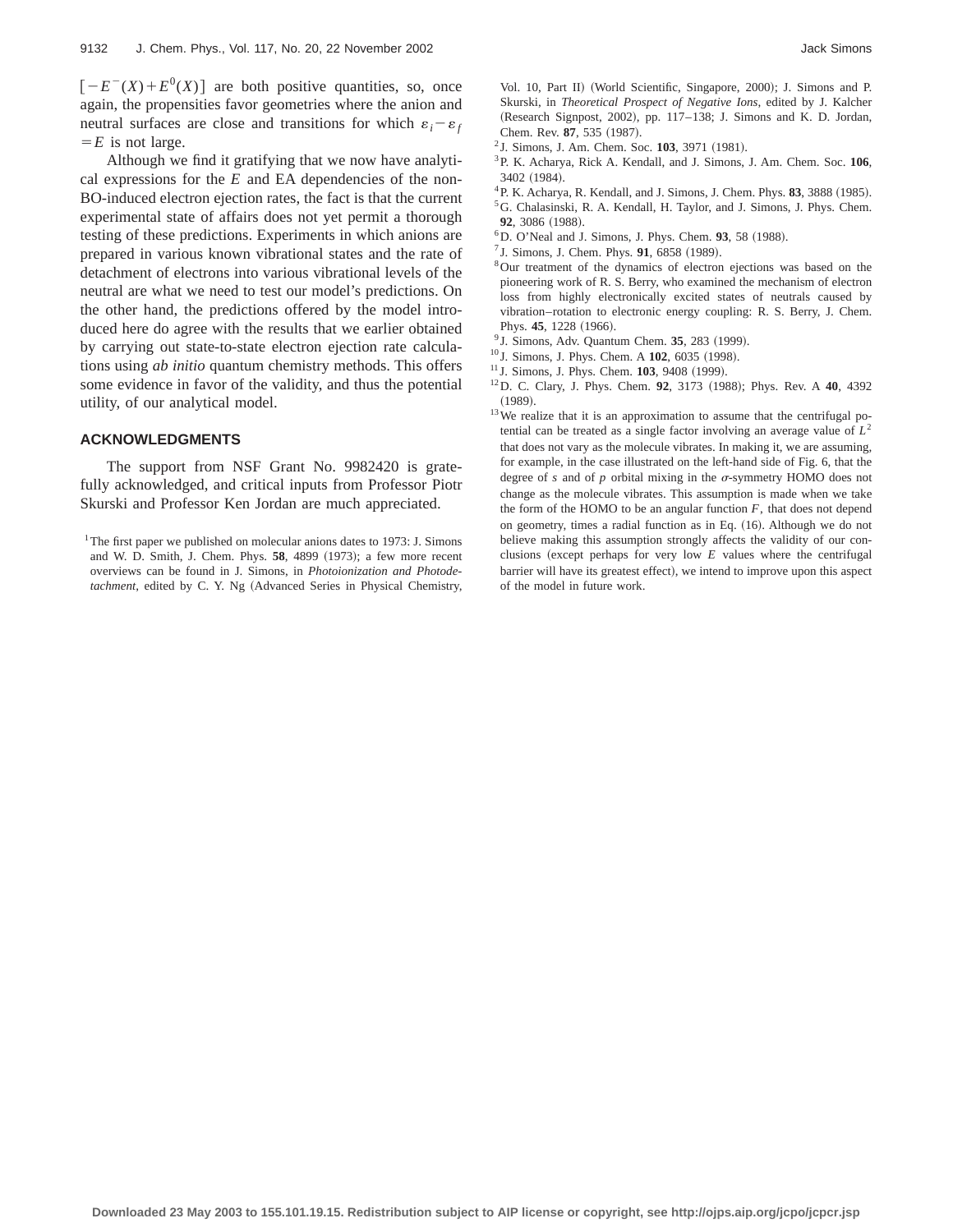$[-E^-(X)+E^0(X)]$ are both positive quantities, so, once again, the propensities favor geometries where the anion and neutral surfaces are close and transitions for which $\varepsilon_i-\varepsilon_f=E$ is not large.

Although we find it gratifying that we now have analytical expressions for the $E$ and EA dependencies of the non-BO-induced electron ejection rates, the fact is that the current experimental state of affairs does not yet permit a thorough testing of these predictions. Experiments in which anions are prepared in various known vibrational states and the rate of detachment of electrons into various vibrational levels of the neutral are what we need to test our model's predictions. On the other hand, the predictions offered by the model introduced here do agree with the results that we earlier obtained by carrying out state-to-state electron ejection rate calculations using *ab initio* quantum chemistry methods. This offers some evidence in favor of the validity, and thus the potential utility, of our analytical model.

## ACKNOWLEDGMENTS

The support from NSF Grant No. 9982420 is gratefully acknowledged, and critical inputs from Professor Piotr Skurski and Professor Ken Jordan are much appreciated.

[1] The first paper we published on molecular anions dates to 1973: J. Simons and W. D. Smith, J. Chem. Phys. **58**, 4899 (1973); a few more recent overviews can be found in J. Simons, in *Photoionization and Photodetachment*, edited by C. Y. Ng (Advanced Series in Physical Chemistry, Vol. 10, Part II) (World Scientific, Singapore, 2000); J. Simons and P. Skurski, in *Theoretical Prospect of Negative Ions*, edited by J. Kalcher (Research Signpost, 2002), pp. 117–138; J. Simons and K. D. Jordan, Chem. Rev. **87**, 535 (1987).

[2] J. Simons, J. Am. Chem. Soc. **103**, 3971 (1981).

[3] P. K. Acharya, Rick A. Kendall, and J. Simons, J. Am. Chem. Soc. **106**, 3402 (1984).

[4] P. K. Acharya, R. Kendall, and J. Simons, J. Chem. Phys. **83**, 3888 (1985).

[5] G. Chalasinski, R. A. Kendall, H. Taylor, and J. Simons, J. Phys. Chem. **92**, 3086 (1988).

[6] D. O'Neal and J. Simons, J. Phys. Chem. **93**, 58 (1988).

[7] J. Simons, J. Chem. Phys. **91**, 6858 (1989).

[8] Our treatment of the dynamics of electron ejections was based on the pioneering work of R. S. Berry, who examined the mechanism of electron loss from highly electronically excited states of neutrals caused by vibration–rotation to electronic energy coupling: R. S. Berry, J. Chem. Phys. **45**, 1228 (1966).

[9] J. Simons, Adv. Quantum Chem. **35**, 283 (1999).

[10] J. Simons, J. Phys. Chem. A **102**, 6035 (1998).

[11] J. Simons, J. Phys. Chem. **103**, 9408 (1999).

[12] D. C. Clary, J. Phys. Chem. **92**, 3173 (1988); Phys. Rev. A **40**, 4392 (1989).

[13] We realize that it is an approximation to assume that the centrifugal potential can be treated as a single factor involving an average value of $L^2$ that does not vary as the molecule vibrates. In making it, we are assuming, for example, in the case illustrated on the left-hand side of Fig. 6, that the degree of $s$ and of $p$ orbital mixing in the $\sigma$-symmetry HOMO does not change as the molecule vibrates. This assumption is made when we take the form of the HOMO to be an angular function $F$, that does not depend on geometry, times a radial function as in Eq. (16). Although we do not believe making this assumption strongly affects the validity of our conclusions (except perhaps for very low $E$ values where the centrifugal barrier will have its greatest effect), we intend to improve upon this aspect of the model in future work.